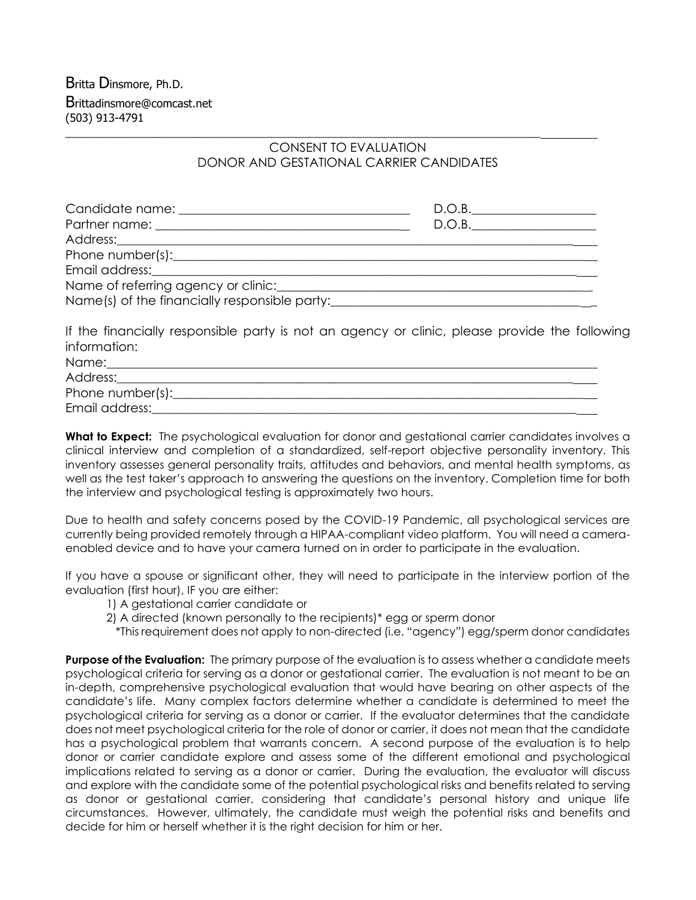Britta Dinsmore, Ph.D.
Brittadinsmore@comcast.net
(503) 913-4791

---

## CONSENT TO EVALUATION
## DONOR AND GESTATIONAL CARRIER CANDIDATES

Candidate name: ___________________________________ D.O.B.___________________
Partner name: _____________________________________ D.O.B.___________________
Address:_________________________________________________________________________
Phone number(s):_________________________________________________________________
Email address:___________________________________________________________________
Name of referring agency or clinic:______________________________________________
Name(s) of the financially responsible party:____________________________________

If the financially responsible party is not an agency or clinic, please provide the following information:
Name:____________________________________________________________________________
Address:_________________________________________________________________________
Phone number(s):_________________________________________________________________
Email address:___________________________________________________________________

**What to Expect:** The psychological evaluation for donor and gestational carrier candidates involves a clinical interview and completion of a standardized, self-report objective personality inventory. This inventory assesses general personality traits, attitudes and behaviors, and mental health symptoms, as well as the test taker's approach to answering the questions on the inventory. Completion time for both the interview and psychological testing is approximately two hours.

Due to health and safety concerns posed by the COVID-19 Pandemic, all psychological services are currently being provided remotely through a HIPAA-compliant video platform. You will need a camera-enabled device and to have your camera turned on in order to participate in the evaluation.

If you have a spouse or significant other, they will need to participate in the interview portion of the evaluation (first hour), IF you are either:

1) A gestational carrier candidate or
2) A directed (known personally to the recipients)* egg or sperm donor

*This requirement does not apply to non-directed (i.e. "agency") egg/sperm donor candidates

**Purpose of the Evaluation:** The primary purpose of the evaluation is to assess whether a candidate meets psychological criteria for serving as a donor or gestational carrier. The evaluation is not meant to be an in-depth, comprehensive psychological evaluation that would have bearing on other aspects of the candidate's life. Many complex factors determine whether a candidate is determined to meet the psychological criteria for serving as a donor or carrier. If the evaluator determines that the candidate does not meet psychological criteria for the role of donor or carrier, it does not mean that the candidate has a psychological problem that warrants concern. A second purpose of the evaluation is to help donor or carrier candidate explore and assess some of the different emotional and psychological implications related to serving as a donor or carrier. During the evaluation, the evaluator will discuss and explore with the candidate some of the potential psychological risks and benefits related to serving as donor or gestational carrier, considering that candidate's personal history and unique life circumstances. However, ultimately, the candidate must weigh the potential risks and benefits and decide for him or herself whether it is the right decision for him or her.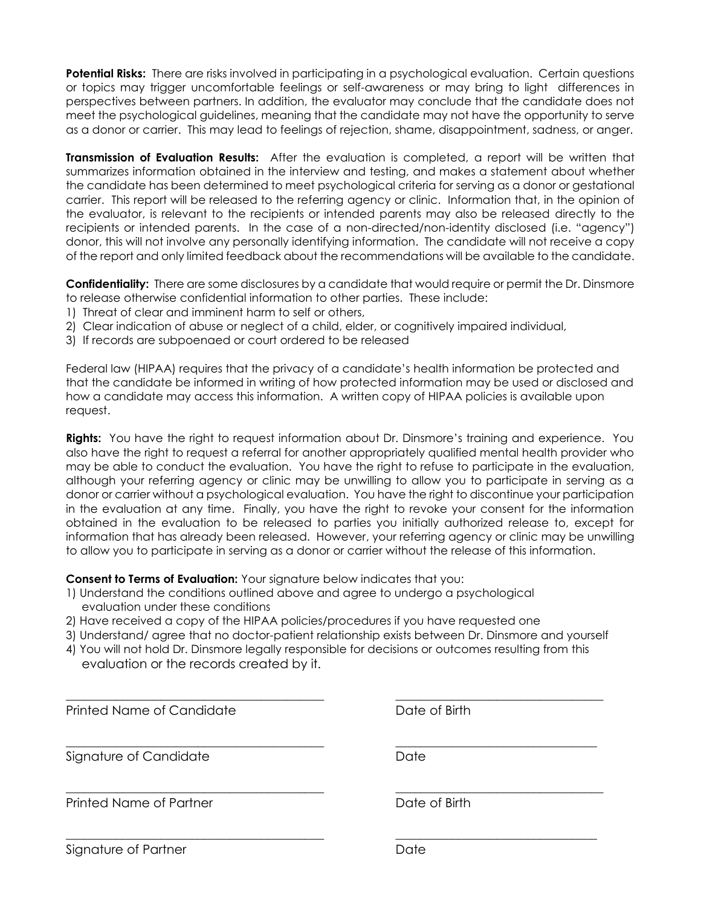**Potential Risks:** There are risks involved in participating in a psychological evaluation. Certain questions or topics may trigger uncomfortable feelings or self-awareness or may bring to light differences in perspectives between partners. In addition, the evaluator may conclude that the candidate does not meet the psychological guidelines, meaning that the candidate may not have the opportunity to serve as a donor or carrier. This may lead to feelings of rejection, shame, disappointment, sadness, or anger.

**Transmission of Evaluation Results:** After the evaluation is completed, a report will be written that summarizes information obtained in the interview and testing, and makes a statement about whether the candidate has been determined to meet psychological criteria for serving as a donor or gestational carrier. This report will be released to the referring agency or clinic. Information that, in the opinion of the evaluator, is relevant to the recipients or intended parents may also be released directly to the recipients or intended parents. In the case of a non-directed/non-identity disclosed (i.e. "agency") donor, this will not involve any personally identifying information. The candidate will not receive a copy of the report and only limited feedback about the recommendations will be available to the candidate.

**Confidentiality:** There are some disclosures by a candidate that would require or permit the Dr. Dinsmore to release otherwise confidential information to other parties. These include:

1) Threat of clear and imminent harm to self or others,
2) Clear indication of abuse or neglect of a child, elder, or cognitively impaired individual,
3) If records are subpoenaed or court ordered to be released

Federal law (HIPAA) requires that the privacy of a candidate's health information be protected and that the candidate be informed in writing of how protected information may be used or disclosed and how a candidate may access this information. A written copy of HIPAA policies is available upon request.

**Rights:** You have the right to request information about Dr. Dinsmore's training and experience. You also have the right to request a referral for another appropriately qualified mental health provider who may be able to conduct the evaluation. You have the right to refuse to participate in the evaluation, although your referring agency or clinic may be unwilling to allow you to participate in serving as a donor or carrier without a psychological evaluation. You have the right to discontinue your participation in the evaluation at any time. Finally, you have the right to revoke your consent for the information obtained in the evaluation to be released to parties you initially authorized release to, except for information that has already been released. However, your referring agency or clinic may be unwilling to allow you to participate in serving as a donor or carrier without the release of this information.

**Consent to Terms of Evaluation:** Your signature below indicates that you:

1) Understand the conditions outlined above and agree to undergo a psychological evaluation under these conditions
2) Have received a copy of the HIPAA policies/procedures if you have requested one
3) Understand/ agree that no doctor-patient relationship exists between Dr. Dinsmore and yourself
4) You will not hold Dr. Dinsmore legally responsible for decisions or outcomes resulting from this evaluation or the records created by it.

\_\_\_\_\_\_\_\_\_\_\_\_\_\_\_\_\_\_\_\_\_\_\_\_\_\_\_\_\_\_\_\_\_\_\_\_\_\_\_\_ \_\_\_\_\_\_\_\_\_\_\_\_\_\_\_\_\_\_\_\_\_\_\_\_\_\_\_\_\_\_\_\_
Printed Name of Candidate Date of Birth

\_\_\_\_\_\_\_\_\_\_\_\_\_\_\_\_\_\_\_\_\_\_\_\_\_\_\_\_\_\_\_\_\_\_\_\_\_\_\_\_ \_\_\_\_\_\_\_\_\_\_\_\_\_\_\_\_\_\_\_\_\_\_\_\_\_\_\_\_\_\_\_\_
Signature of Candidate Date

\_\_\_\_\_\_\_\_\_\_\_\_\_\_\_\_\_\_\_\_\_\_\_\_\_\_\_\_\_\_\_\_\_\_\_\_\_\_\_\_ \_\_\_\_\_\_\_\_\_\_\_\_\_\_\_\_\_\_\_\_\_\_\_\_\_\_\_\_\_\_\_\_
Printed Name of Partner Date of Birth

\_\_\_\_\_\_\_\_\_\_\_\_\_\_\_\_\_\_\_\_\_\_\_\_\_\_\_\_\_\_\_\_\_\_\_\_\_\_\_\_ \_\_\_\_\_\_\_\_\_\_\_\_\_\_\_\_\_\_\_\_\_\_\_\_\_\_\_\_\_\_\_\_
Signature of Partner Date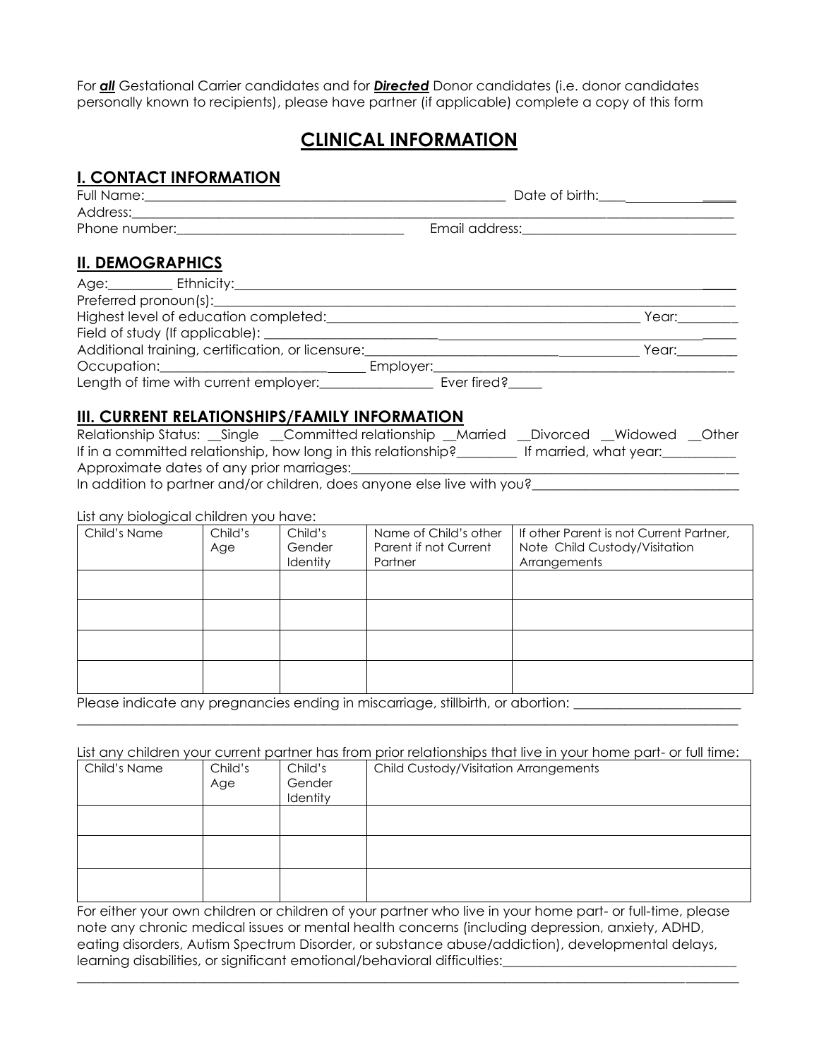For ***all*** Gestational Carrier candidates and for ***Directed*** Donor candidates (i.e. donor candidates personally known to recipients), please have partner (if applicable) complete a copy of this form

# CLINICAL INFORMATION

## I. CONTACT INFORMATION

Full Name:_______________________________________________________ Date of birth:________________

Address:_____________________________________________________________________________________

Phone number:__________________________________ Email address:________________________________

## II. DEMOGRAPHICS

Age:_________ Ethnicity:______________________________________________________________________

Preferred pronoun(s):__________________________________________________________________________

Highest level of education completed:_____________________________________________ Year:________

Field of study (If applicable): _________________________________________________________________

Additional training, certification, or licensure:_________________________________________ Year:________

Occupation:______________________________ Employer:_____________________________________________

Length of time with current employer:________________ Ever fired?_____

## III. CURRENT RELATIONSHIPS/FAMILY INFORMATION

Relationship Status: __Single __Committed relationship __Married __Divorced __Widowed __Other

If in a committed relationship, how long in this relationship?________ If married, what year:__________

Approximate dates of any prior marriages:________________________________________________________

In addition to partner and/or children, does anyone else live with you?______________________________

List any biological children you have:

| Child's Name | Child's Age | Child's Gender Identity | Name of Child's other Parent if not Current Partner | If other Parent is not Current Partner, Note Child Custody/Visitation Arrangements |
|---|---|---|---|---|
| | | | | |
| | | | | |
| | | | | |
| | | | | |

Please indicate any pregnancies ending in miscarriage, stillbirth, or abortion: ________________________

______________________________________________________________________________________________

List any children your current partner has from prior relationships that live in your home part- or full time:

| Child's Name | Child's Age | Child's Gender Identity | Child Custody/Visitation Arrangements |
|---|---|---|---|
| | | | |
| | | | |
| | | | |

For either your own children or children of your partner who live in your home part- or full-time, please note any chronic medical issues or mental health concerns (including depression, anxiety, ADHD, eating disorders, Autism Spectrum Disorder, or substance abuse/addiction), developmental delays, learning disabilities, or significant emotional/behavioral difficulties:___________________________________

______________________________________________________________________________________________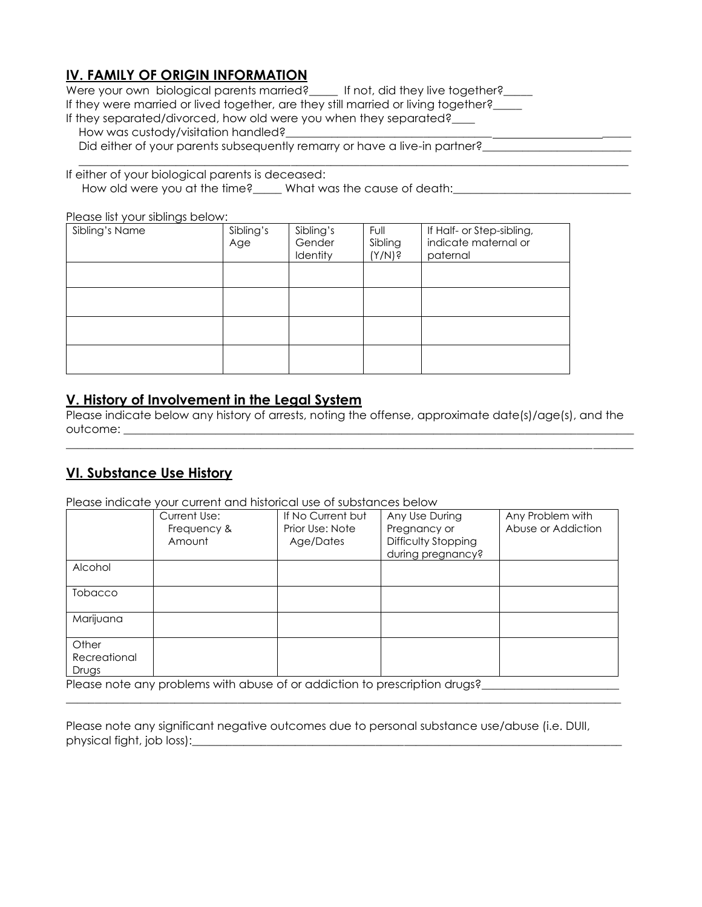## IV. FAMILY OF ORIGIN INFORMATION

Were your own biological parents married?_____ If not, did they live together?_____

If they were married or lived together, are they still married or living together?_____

If they separated/divorced, how old were you when they separated?____

How was custody/visitation handled?___________________________________________________

Did either of your parents subsequently remarry or have a live-in partner?_________________________

_______________________________________________________________________________________

If either of your biological parents is deceased:

How old were you at the time?_____ What was the cause of death:______________________________

Please list your siblings below:

| Sibling's Name | Sibling's Age | Sibling's Gender Identity | Full Sibling (Y/N)? | If Half- or Step-sibling, indicate maternal or paternal |
|---|---|---|---|---|
| | | | | |
| | | | | |
| | | | | |
| | | | | |

## V. History of Involvement in the Legal System

Please indicate below any history of arrests, noting the offense, approximate date(s)/age(s), and the outcome: _______________________________________________________________________________

_______________________________________________________________________________________________

## VI. Substance Use History

Please indicate your current and historical use of substances below

| | Current Use: Frequency & Amount | If No Current but Prior Use: Note Age/Dates | Any Use During Pregnancy or Difficulty Stopping during pregnancy? | Any Problem with Abuse or Addiction |
|---|---|---|---|---|
| Alcohol | | | | |
| Tobacco | | | | |
| Marijuana | | | | |
| Other Recreational Drugs | | | | |

Please note any problems with abuse of or addiction to prescription drugs?______________________

_______________________________________________________________________________________________

Please note any significant negative outcomes due to personal substance use/abuse (i.e. DUII, physical fight, job loss):_____________________________________________________________________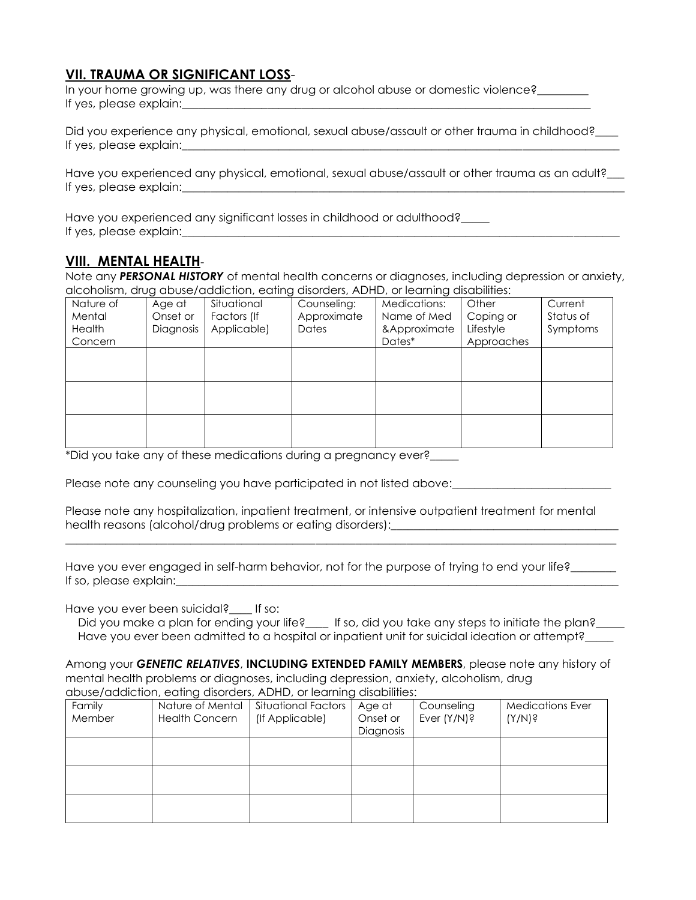## VII. TRAUMA OR SIGNIFICANT LOSS-

In your home growing up, was there any drug or alcohol abuse or domestic violence?_________
If yes, please explain:___________________________________________________________________________

Did you experience any physical, emotional, sexual abuse/assault or other trauma in childhood?____
If yes, please explain:___________________________________________________________________________

Have you experienced any physical, emotional, sexual abuse/assault or other trauma as an adult?___
If yes, please explain:___________________________________________________________________________

Have you experienced any significant losses in childhood or adulthood?_____
If yes, please explain:___________________________________________________________________________

## VIII. MENTAL HEALTH-

Note any ***PERSONAL HISTORY*** of mental health concerns or diagnoses, including depression or anxiety, alcoholism, drug abuse/addiction, eating disorders, ADHD, or learning disabilities:

| Nature of Mental Health Concern | Age at Onset or Diagnosis | Situational Factors (If Applicable) | Counseling: Approximate Dates | Medications: Name of Med &Approximate Dates* | Other Coping or Lifestyle Approaches | Current Status of Symptoms |
|---|---|---|---|---|---|---|
| | | | | | | |
| | | | | | | |
| | | | | | | |

*Did you take any of these medications during a pregnancy ever?_____

Please note any counseling you have participated in not listed above:____________________________

Please note any hospitalization, inpatient treatment, or intensive outpatient treatment for mental health reasons (alcohol/drug problems or eating disorders):________________________________________
_____________________________________________________________________________________________

Have you ever engaged in self-harm behavior, not for the purpose of trying to end your life?________
If so, please explain:___________________________________________________________________________

Have you ever been suicidal?____ If so:
Did you make a plan for ending your life?____ If so, did you take any steps to initiate the plan?_____
Have you ever been admitted to a hospital or inpatient unit for suicidal ideation or attempt?_____

Among your ***GENETIC RELATIVES***, **INCLUDING EXTENDED FAMILY MEMBERS**, please note any history of mental health problems or diagnoses, including depression, anxiety, alcoholism, drug abuse/addiction, eating disorders, ADHD, or learning disabilities:

| Family Member | Nature of Mental Health Concern | Situational Factors (If Applicable) | Age at Onset or Diagnosis | Counseling Ever (Y/N)? | Medications Ever (Y/N)? |
|---|---|---|---|---|---|
| | | | | | |
| | | | | | |
| | | | | | |